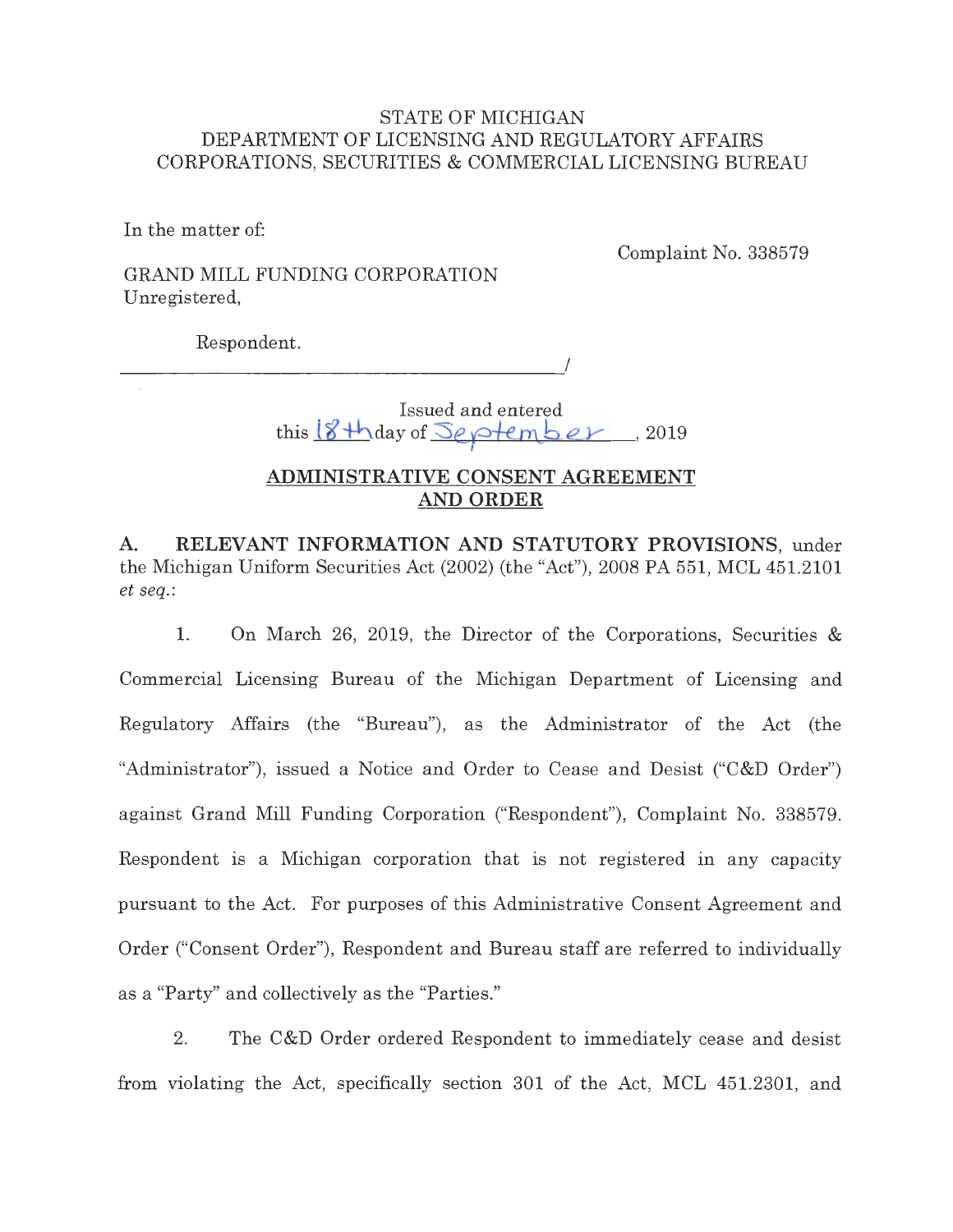STATE OF MICHIGAN
DEPARTMENT OF LICENSING AND REGULATORY AFFAIRS
CORPORATIONS, SECURITIES & COMMERCIAL LICENSING BUREAU

In the matter of:

Complaint No. 338579

GRAND MILL FUNDING CORPORATION
Unregistered,

Respondent.

_______________________________________/

Issued and entered
this 18th day of September, 2019

## ADMINISTRATIVE CONSENT AGREEMENT AND ORDER

**A. RELEVANT INFORMATION AND STATUTORY PROVISIONS**, under the Michigan Uniform Securities Act (2002) (the "Act"), 2008 PA 551, MCL 451.2101 *et seq.*:

1. On March 26, 2019, the Director of the Corporations, Securities & Commercial Licensing Bureau of the Michigan Department of Licensing and Regulatory Affairs (the "Bureau"), as the Administrator of the Act (the "Administrator"), issued a Notice and Order to Cease and Desist ("C&D Order") against Grand Mill Funding Corporation ("Respondent"), Complaint No. 338579. Respondent is a Michigan corporation that is not registered in any capacity pursuant to the Act. For purposes of this Administrative Consent Agreement and Order ("Consent Order"), Respondent and Bureau staff are referred to individually as a "Party" and collectively as the "Parties."

2. The C&D Order ordered Respondent to immediately cease and desist from violating the Act, specifically section 301 of the Act, MCL 451.2301, and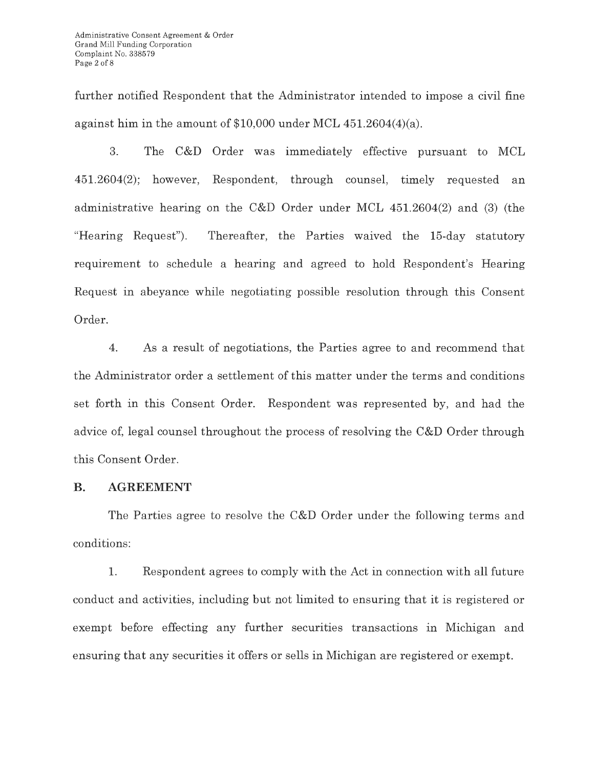further notified Respondent that the Administrator intended to impose a civil fine against him in the amount of $10,000 under MCL 451.2604(4)(a).

3. The C&D Order was immediately effective pursuant to MCL 451.2604(2); however, Respondent, through counsel, timely requested an administrative hearing on the C&D Order under MCL 451.2604(2) and (3) (the "Hearing Request"). Thereafter, the Parties waived the 15-day statutory requirement to schedule a hearing and agreed to hold Respondent's Hearing Request in abeyance while negotiating possible resolution through this Consent Order.

4. As a result of negotiations, the Parties agree to and recommend that the Administrator order a settlement of this matter under the terms and conditions set forth in this Consent Order. Respondent was represented by, and had the advice of, legal counsel throughout the process of resolving the C&D Order through this Consent Order.

## B. AGREEMENT

The Parties agree to resolve the C&D Order under the following terms and conditions:

1. Respondent agrees to comply with the Act in connection with all future conduct and activities, including but not limited to ensuring that it is registered or exempt before effecting any further securities transactions in Michigan and ensuring that any securities it offers or sells in Michigan are registered or exempt.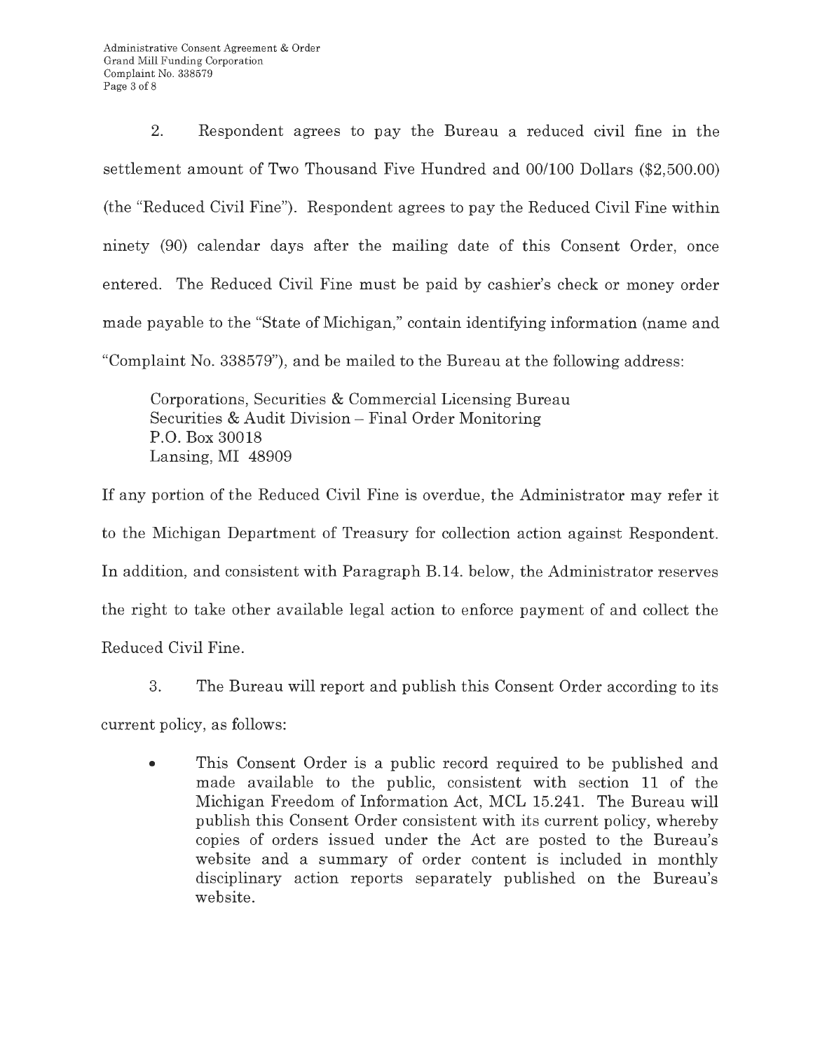2. Respondent agrees to pay the Bureau a reduced civil fine in the settlement amount of Two Thousand Five Hundred and 00/100 Dollars ($2,500.00) (the "Reduced Civil Fine"). Respondent agrees to pay the Reduced Civil Fine within ninety (90) calendar days after the mailing date of this Consent Order, once entered. The Reduced Civil Fine must be paid by cashier's check or money order made payable to the "State of Michigan," contain identifying information (name and "Complaint No. 338579"), and be mailed to the Bureau at the following address:

> Corporations, Securities & Commercial Licensing Bureau
> Securities & Audit Division – Final Order Monitoring
> P.O. Box 30018
> Lansing, MI 48909

If any portion of the Reduced Civil Fine is overdue, the Administrator may refer it to the Michigan Department of Treasury for collection action against Respondent. In addition, and consistent with Paragraph B.14. below, the Administrator reserves the right to take other available legal action to enforce payment of and collect the Reduced Civil Fine.

3. The Bureau will report and publish this Consent Order according to its current policy, as follows:

- This Consent Order is a public record required to be published and made available to the public, consistent with section 11 of the Michigan Freedom of Information Act, MCL 15.241. The Bureau will publish this Consent Order consistent with its current policy, whereby copies of orders issued under the Act are posted to the Bureau's website and a summary of order content is included in monthly disciplinary action reports separately published on the Bureau's website.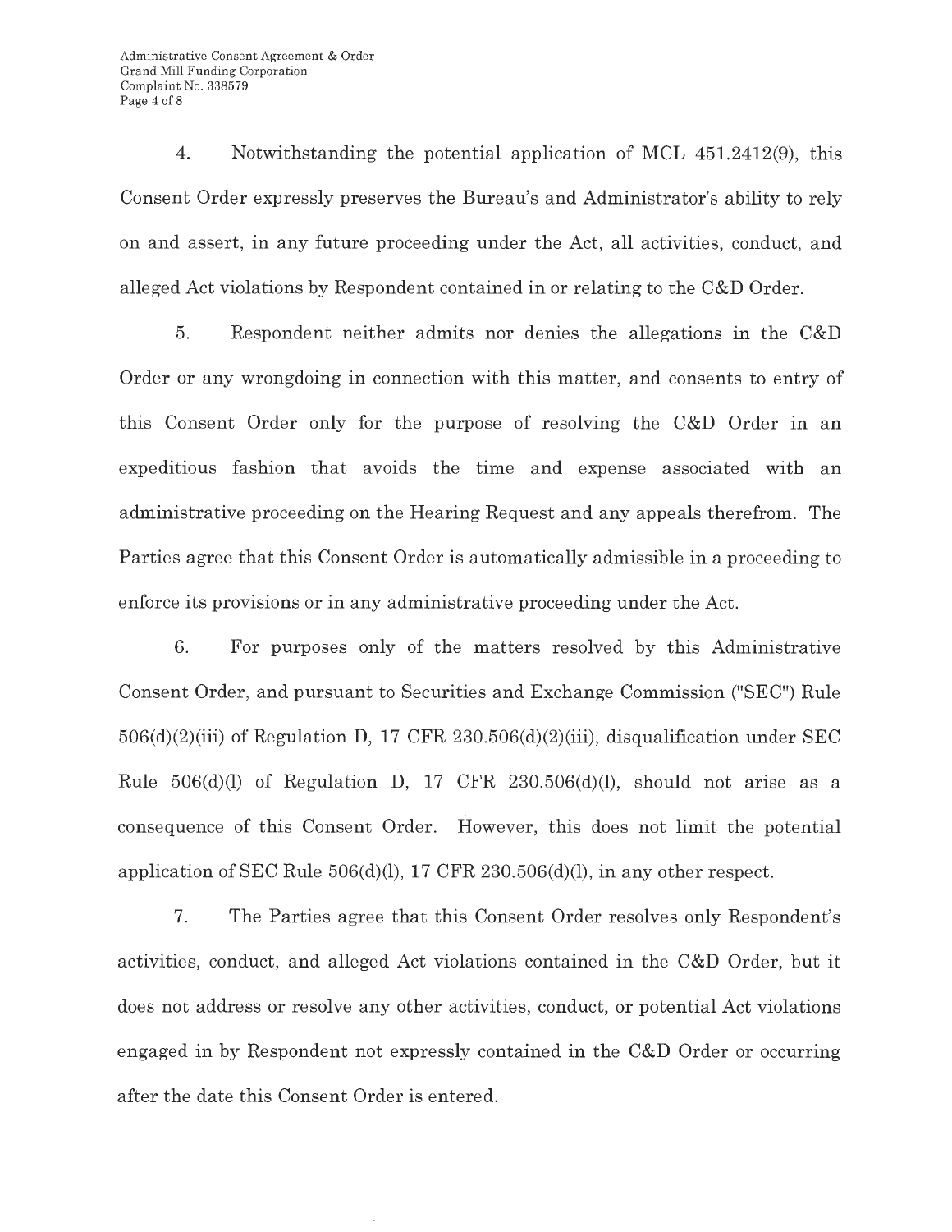4. Notwithstanding the potential application of MCL 451.2412(9), this Consent Order expressly preserves the Bureau's and Administrator's ability to rely on and assert, in any future proceeding under the Act, all activities, conduct, and alleged Act violations by Respondent contained in or relating to the C&D Order.

5. Respondent neither admits nor denies the allegations in the C&D Order or any wrongdoing in connection with this matter, and consents to entry of this Consent Order only for the purpose of resolving the C&D Order in an expeditious fashion that avoids the time and expense associated with an administrative proceeding on the Hearing Request and any appeals therefrom. The Parties agree that this Consent Order is automatically admissible in a proceeding to enforce its provisions or in any administrative proceeding under the Act.

6. For purposes only of the matters resolved by this Administrative Consent Order, and pursuant to Securities and Exchange Commission ("SEC") Rule 506(d)(2)(iii) of Regulation D, 17 CFR 230.506(d)(2)(iii), disqualification under SEC Rule 506(d)(l) of Regulation D, 17 CFR 230.506(d)(l), should not arise as a consequence of this Consent Order. However, this does not limit the potential application of SEC Rule 506(d)(l), 17 CFR 230.506(d)(l), in any other respect.

7. The Parties agree that this Consent Order resolves only Respondent's activities, conduct, and alleged Act violations contained in the C&D Order, but it does not address or resolve any other activities, conduct, or potential Act violations engaged in by Respondent not expressly contained in the C&D Order or occurring after the date this Consent Order is entered.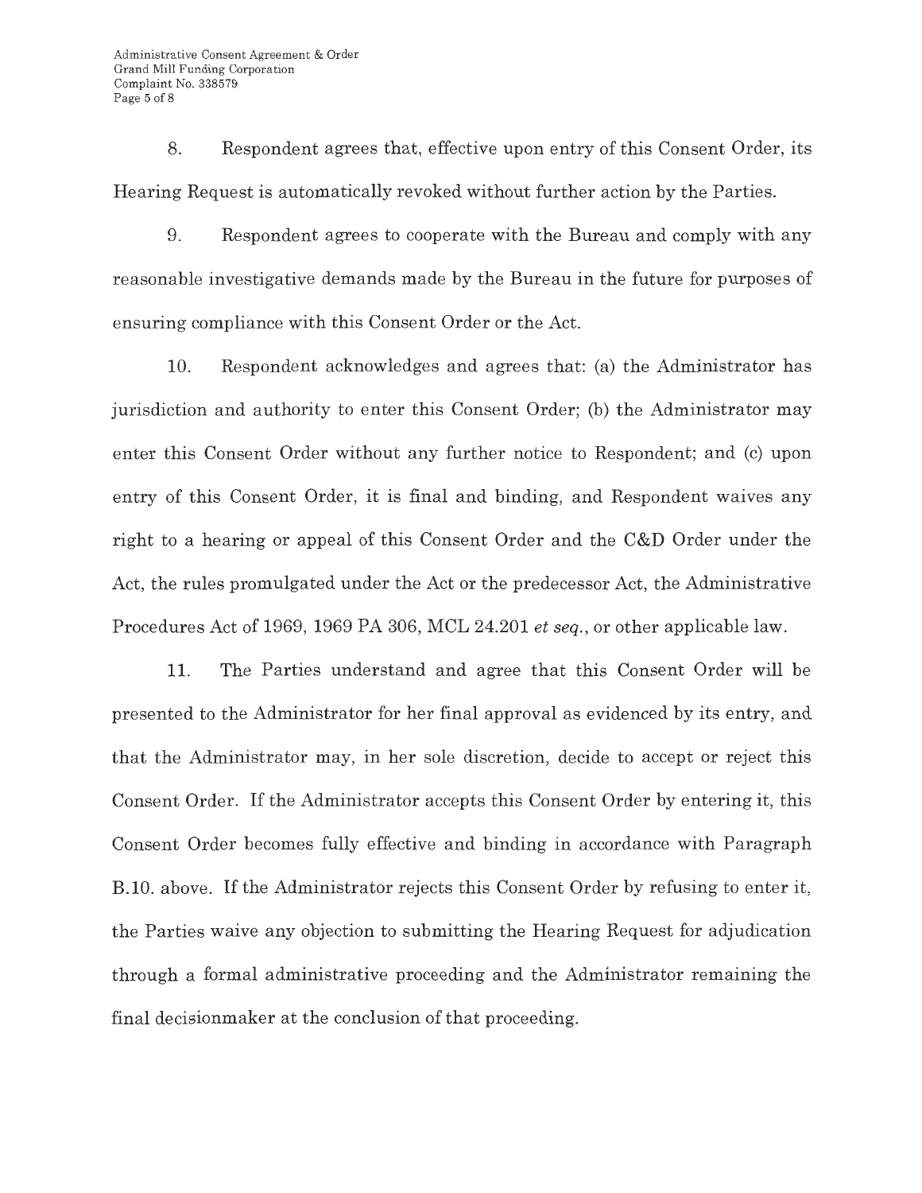8. Respondent agrees that, effective upon entry of this Consent Order, its Hearing Request is automatically revoked without further action by the Parties.

9. Respondent agrees to cooperate with the Bureau and comply with any reasonable investigative demands made by the Bureau in the future for purposes of ensuring compliance with this Consent Order or the Act.

10. Respondent acknowledges and agrees that: (a) the Administrator has jurisdiction and authority to enter this Consent Order; (b) the Administrator may enter this Consent Order without any further notice to Respondent; and (c) upon entry of this Consent Order, it is final and binding, and Respondent waives any right to a hearing or appeal of this Consent Order and the C&D Order under the Act, the rules promulgated under the Act or the predecessor Act, the Administrative Procedures Act of 1969, 1969 PA 306, MCL 24.201 *et seq.*, or other applicable law.

11. The Parties understand and agree that this Consent Order will be presented to the Administrator for her final approval as evidenced by its entry, and that the Administrator may, in her sole discretion, decide to accept or reject this Consent Order. If the Administrator accepts this Consent Order by entering it, this Consent Order becomes fully effective and binding in accordance with Paragraph B.10. above. If the Administrator rejects this Consent Order by refusing to enter it, the Parties waive any objection to submitting the Hearing Request for adjudication through a formal administrative proceeding and the Administrator remaining the final decisionmaker at the conclusion of that proceeding.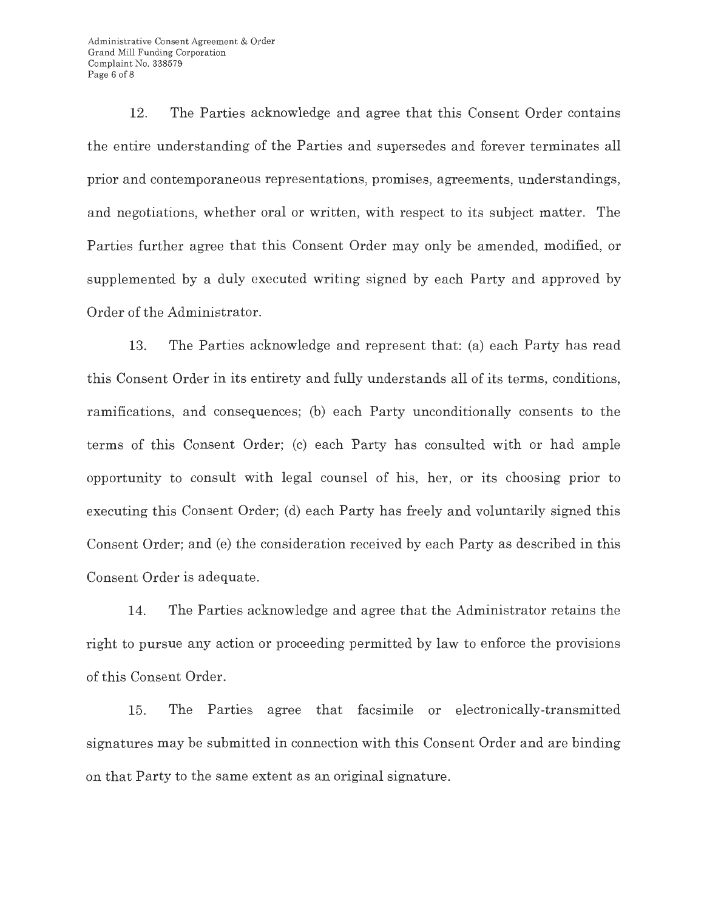12. The Parties acknowledge and agree that this Consent Order contains the entire understanding of the Parties and supersedes and forever terminates all prior and contemporaneous representations, promises, agreements, understandings, and negotiations, whether oral or written, with respect to its subject matter. The Parties further agree that this Consent Order may only be amended, modified, or supplemented by a duly executed writing signed by each Party and approved by Order of the Administrator.

13. The Parties acknowledge and represent that: (a) each Party has read this Consent Order in its entirety and fully understands all of its terms, conditions, ramifications, and consequences; (b) each Party unconditionally consents to the terms of this Consent Order; (c) each Party has consulted with or had ample opportunity to consult with legal counsel of his, her, or its choosing prior to executing this Consent Order; (d) each Party has freely and voluntarily signed this Consent Order; and (e) the consideration received by each Party as described in this Consent Order is adequate.

14. The Parties acknowledge and agree that the Administrator retains the right to pursue any action or proceeding permitted by law to enforce the provisions of this Consent Order.

15. The Parties agree that facsimile or electronically-transmitted signatures may be submitted in connection with this Consent Order and are binding on that Party to the same extent as an original signature.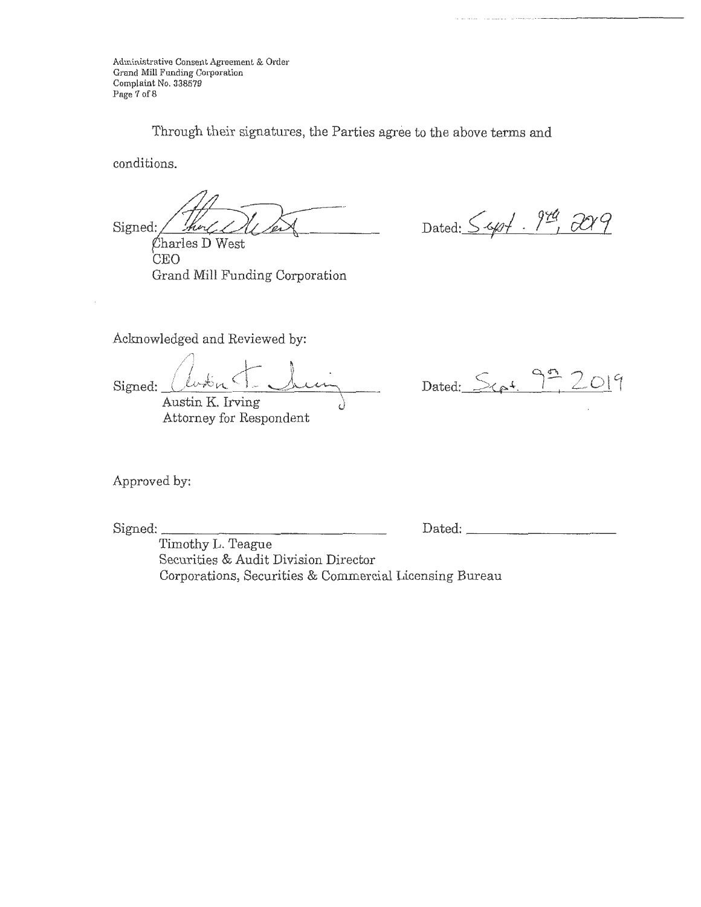Through their signatures, the Parties agree to the above terms and conditions.

Signed: ______________________ Dated: Sept. 9th, 2019

Charles D West
CEO
Grand Mill Funding Corporation

Acknowledged and Reviewed by:

Signed: ______________________ Dated: Sept. 9th, 2019

Austin K. Irving
Attorney for Respondent

Approved by:

Signed: ______________________ Dated: ______________________

Timothy L. Teague
Securities & Audit Division Director
Corporations, Securities & Commercial Licensing Bureau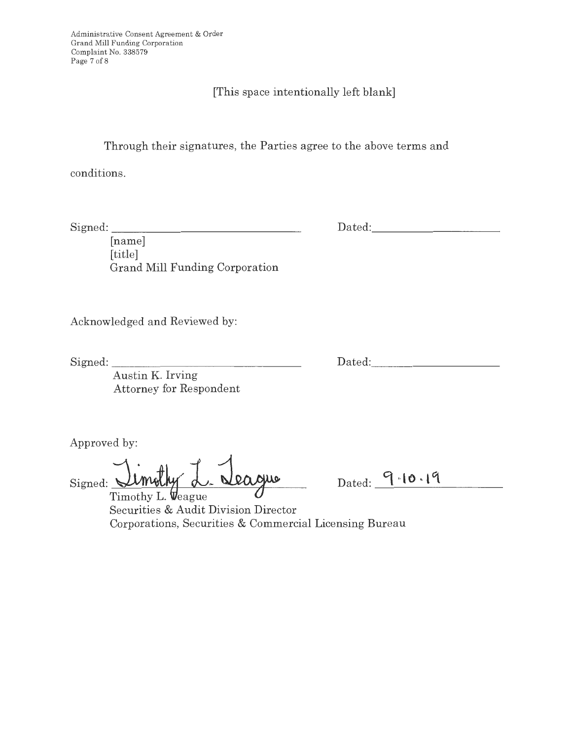[This space intentionally left blank]

Through their signatures, the Parties agree to the above terms and conditions.

Signed: ______________________________ Dated: ____________________

[name]
[title]
Grand Mill Funding Corporation

Acknowledged and Reviewed by:

Signed: ______________________________ Dated: ____________________

Austin K. Irving
Attorney for Respondent

Approved by:

Signed: Timothy L. Teague Dated: 9.10.19

Timothy L. Teague
Securities & Audit Division Director
Corporations, Securities & Commercial Licensing Bureau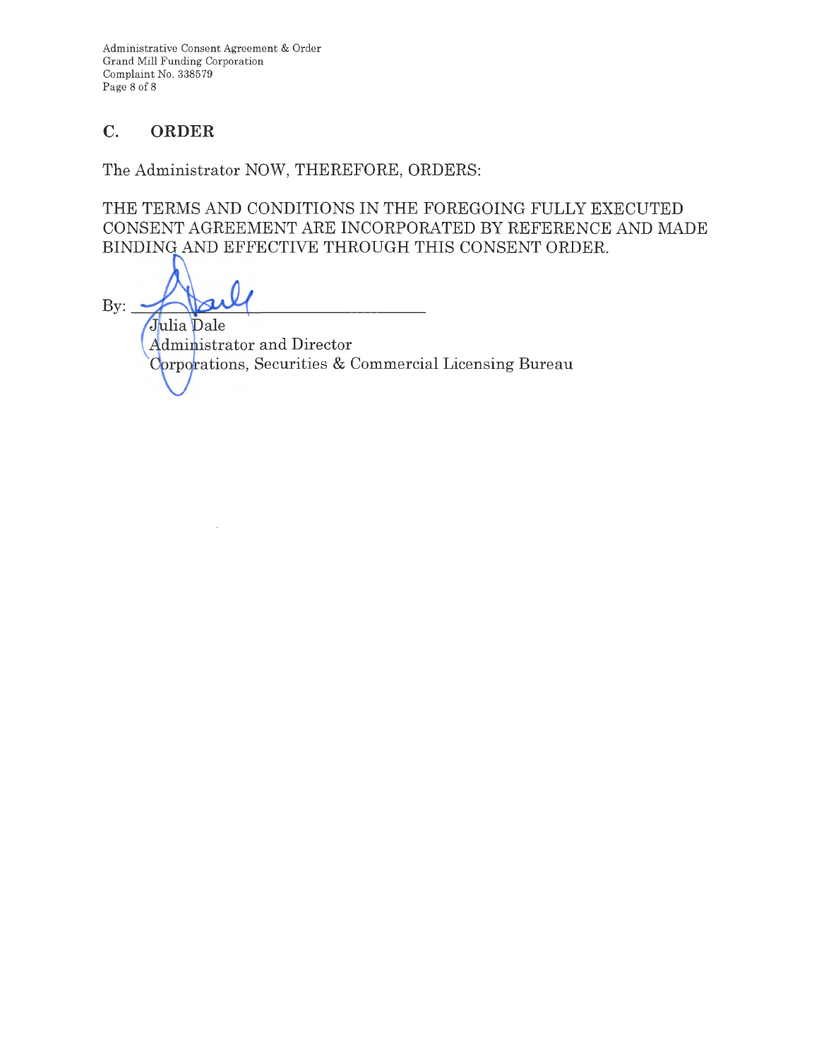## C. ORDER

The Administrator NOW, THEREFORE, ORDERS:

THE TERMS AND CONDITIONS IN THE FOREGOING FULLY EXECUTED CONSENT AGREEMENT ARE INCORPORATED BY REFERENCE AND MADE BINDING AND EFFECTIVE THROUGH THIS CONSENT ORDER.

By: ______________________________

Julia Dale
Administrator and Director
Corporations, Securities & Commercial Licensing Bureau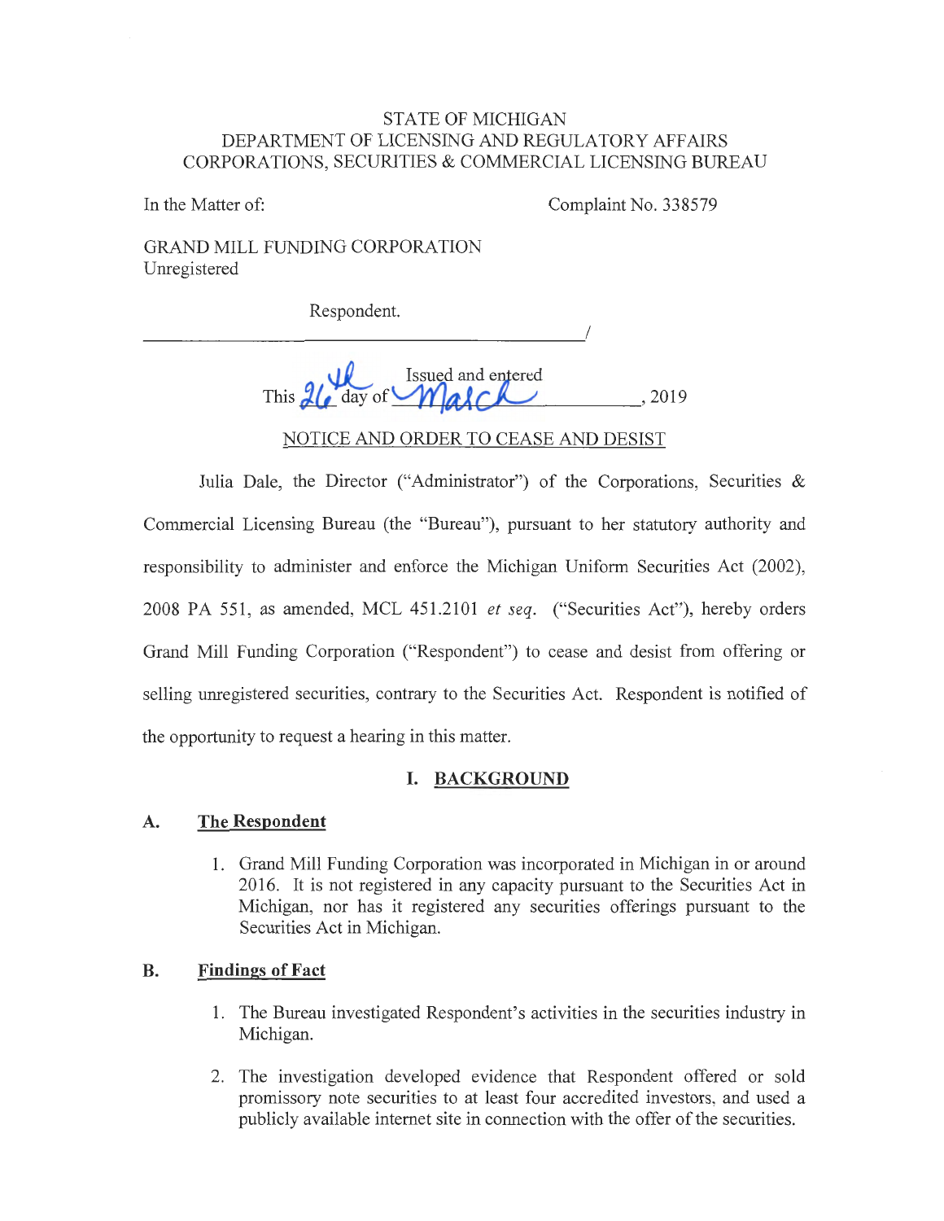STATE OF MICHIGAN
DEPARTMENT OF LICENSING AND REGULATORY AFFAIRS
CORPORATIONS, SECURITIES & COMMERCIAL LICENSING BUREAU

In the Matter of:

Complaint No. 338579

GRAND MILL FUNDING CORPORATION
Unregistered

Respondent.

_______________________________________/

Issued and entered
This 26th day of March, 2019

NOTICE AND ORDER TO CEASE AND DESIST

Julia Dale, the Director ("Administrator") of the Corporations, Securities & Commercial Licensing Bureau (the "Bureau"), pursuant to her statutory authority and responsibility to administer and enforce the Michigan Uniform Securities Act (2002), 2008 PA 551, as amended, MCL 451.2101 *et seq.* ("Securities Act"), hereby orders Grand Mill Funding Corporation ("Respondent") to cease and desist from offering or selling unregistered securities, contrary to the Securities Act. Respondent is notified of the opportunity to request a hearing in this matter.

## I. BACKGROUND

### A. The Respondent

1. Grand Mill Funding Corporation was incorporated in Michigan in or around 2016. It is not registered in any capacity pursuant to the Securities Act in Michigan, nor has it registered any securities offerings pursuant to the Securities Act in Michigan.

### B. Findings of Fact

1. The Bureau investigated Respondent's activities in the securities industry in Michigan.

2. The investigation developed evidence that Respondent offered or sold promissory note securities to at least four accredited investors, and used a publicly available internet site in connection with the offer of the securities.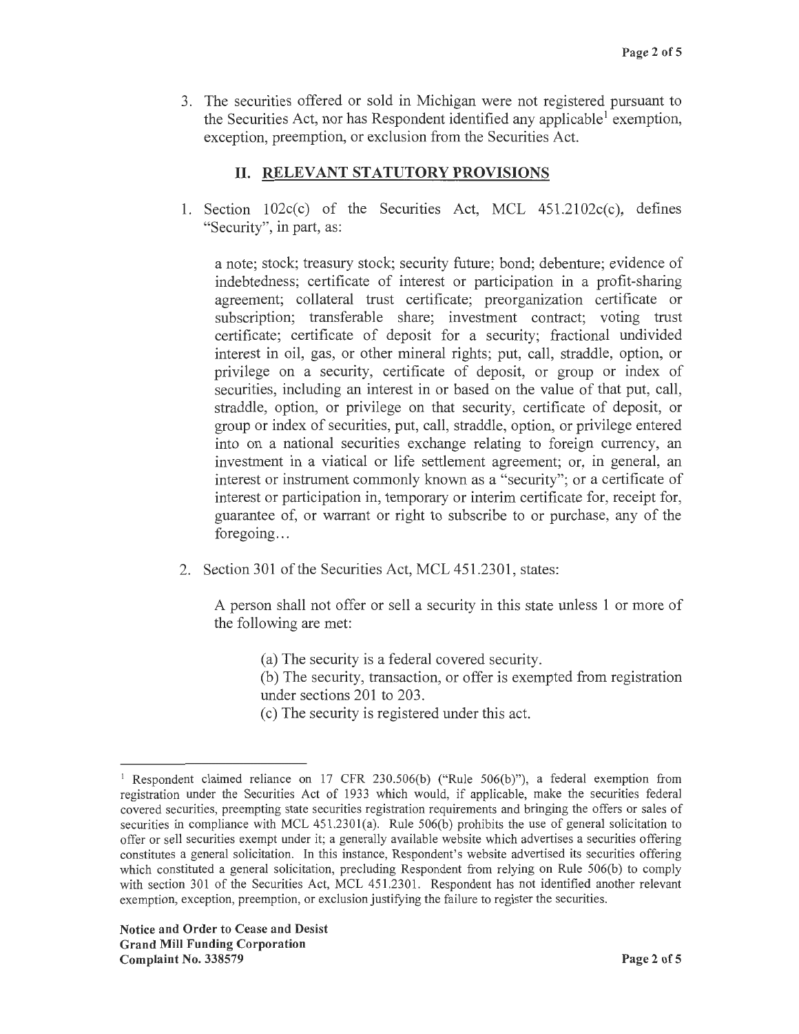3. The securities offered or sold in Michigan were not registered pursuant to the Securities Act, nor has Respondent identified any applicable[1] exemption, exception, preemption, or exclusion from the Securities Act.

## II. RELEVANT STATUTORY PROVISIONS

1. Section 102c(c) of the Securities Act, MCL 451.2102c(c), defines "Security", in part, as:

   a note; stock; treasury stock; security future; bond; debenture; evidence of indebtedness; certificate of interest or participation in a profit-sharing agreement; collateral trust certificate; preorganization certificate or subscription; transferable share; investment contract; voting trust certificate; certificate of deposit for a security; fractional undivided interest in oil, gas, or other mineral rights; put, call, straddle, option, or privilege on a security, certificate of deposit, or group or index of securities, including an interest in or based on the value of that put, call, straddle, option, or privilege on that security, certificate of deposit, or group or index of securities, put, call, straddle, option, or privilege entered into on a national securities exchange relating to foreign currency, an investment in a viatical or life settlement agreement; or, in general, an interest or instrument commonly known as a "security"; or a certificate of interest or participation in, temporary or interim certificate for, receipt for, guarantee of, or warrant or right to subscribe to or purchase, any of the foregoing...

2. Section 301 of the Securities Act, MCL 451.2301, states:

   A person shall not offer or sell a security in this state unless 1 or more of the following are met:

   (a) The security is a federal covered security.
   (b) The security, transaction, or offer is exempted from registration under sections 201 to 203.
   (c) The security is registered under this act.

---

[1] Respondent claimed reliance on 17 CFR 230.506(b) ("Rule 506(b)"), a federal exemption from registration under the Securities Act of 1933 which would, if applicable, make the securities federal covered securities, preempting state securities registration requirements and bringing the offers or sales of securities in compliance with MCL 451.2301(a). Rule 506(b) prohibits the use of general solicitation to offer or sell securities exempt under it; a generally available website which advertises a securities offering constitutes a general solicitation. In this instance, Respondent's website advertised its securities offering which constituted a general solicitation, precluding Respondent from relying on Rule 506(b) to comply with section 301 of the Securities Act, MCL 451.2301. Respondent has not identified another relevant exemption, exception, preemption, or exclusion justifying the failure to register the securities.

**Notice and Order to Cease and Desist**
**Grand Mill Funding Corporation**
**Complaint No. 338579**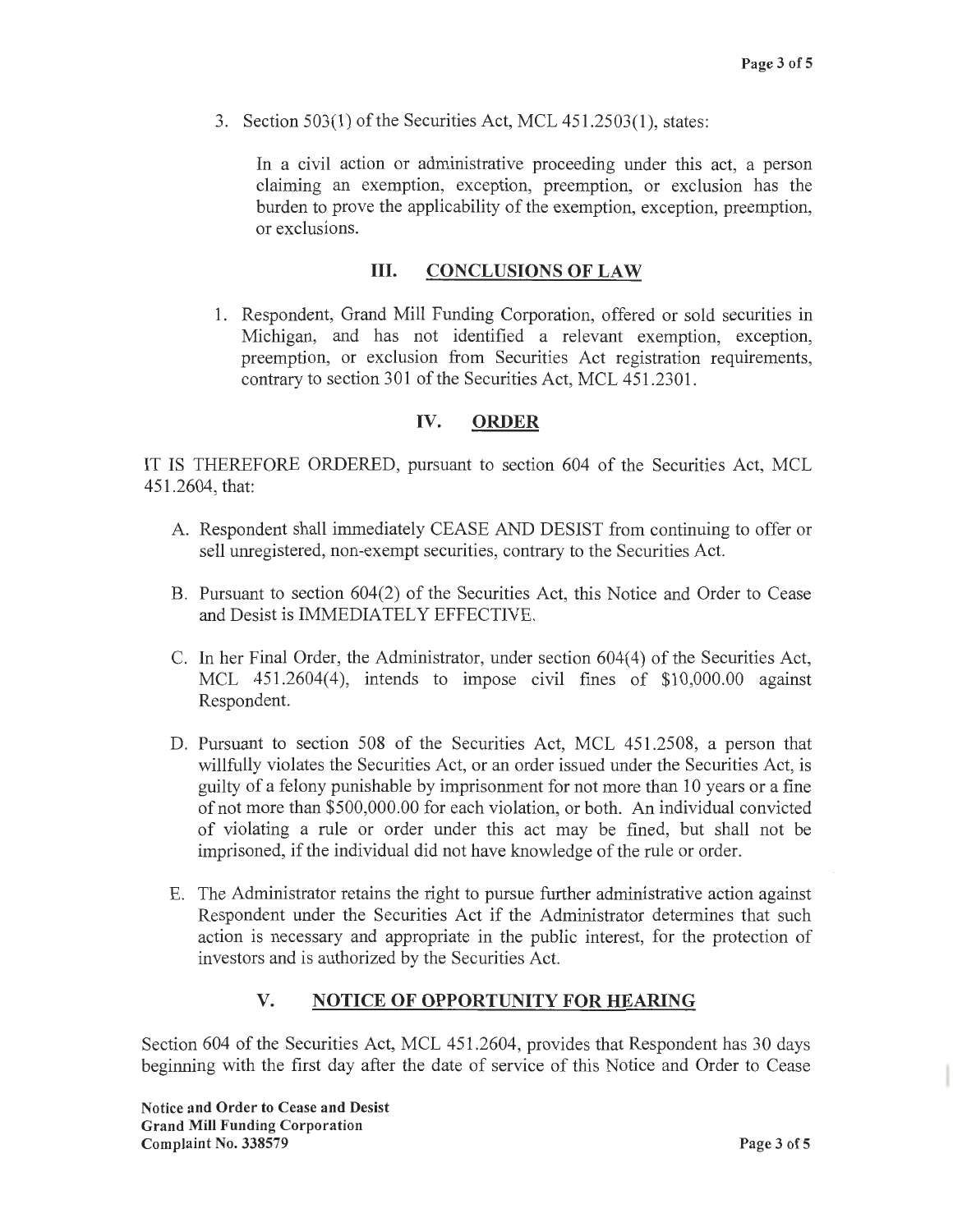3. Section 503(1) of the Securities Act, MCL 451.2503(1), states:

   In a civil action or administrative proceeding under this act, a person claiming an exemption, exception, preemption, or exclusion has the burden to prove the applicability of the exemption, exception, preemption, or exclusions.

## III. CONCLUSIONS OF LAW

1. Respondent, Grand Mill Funding Corporation, offered or sold securities in Michigan, and has not identified a relevant exemption, exception, preemption, or exclusion from Securities Act registration requirements, contrary to section 301 of the Securities Act, MCL 451.2301.

## IV. ORDER

IT IS THEREFORE ORDERED, pursuant to section 604 of the Securities Act, MCL 451.2604, that:

A. Respondent shall immediately CEASE AND DESIST from continuing to offer or sell unregistered, non-exempt securities, contrary to the Securities Act.

B. Pursuant to section 604(2) of the Securities Act, this Notice and Order to Cease and Desist is IMMEDIATELY EFFECTIVE.

C. In her Final Order, the Administrator, under section 604(4) of the Securities Act, MCL 451.2604(4), intends to impose civil fines of $10,000.00 against Respondent.

D. Pursuant to section 508 of the Securities Act, MCL 451.2508, a person that willfully violates the Securities Act, or an order issued under the Securities Act, is guilty of a felony punishable by imprisonment for not more than 10 years or a fine of not more than $500,000.00 for each violation, or both. An individual convicted of violating a rule or order under this act may be fined, but shall not be imprisoned, if the individual did not have knowledge of the rule or order.

E. The Administrator retains the right to pursue further administrative action against Respondent under the Securities Act if the Administrator determines that such action is necessary and appropriate in the public interest, for the protection of investors and is authorized by the Securities Act.

## V. NOTICE OF OPPORTUNITY FOR HEARING

Section 604 of the Securities Act, MCL 451.2604, provides that Respondent has 30 days beginning with the first day after the date of service of this Notice and Order to Cease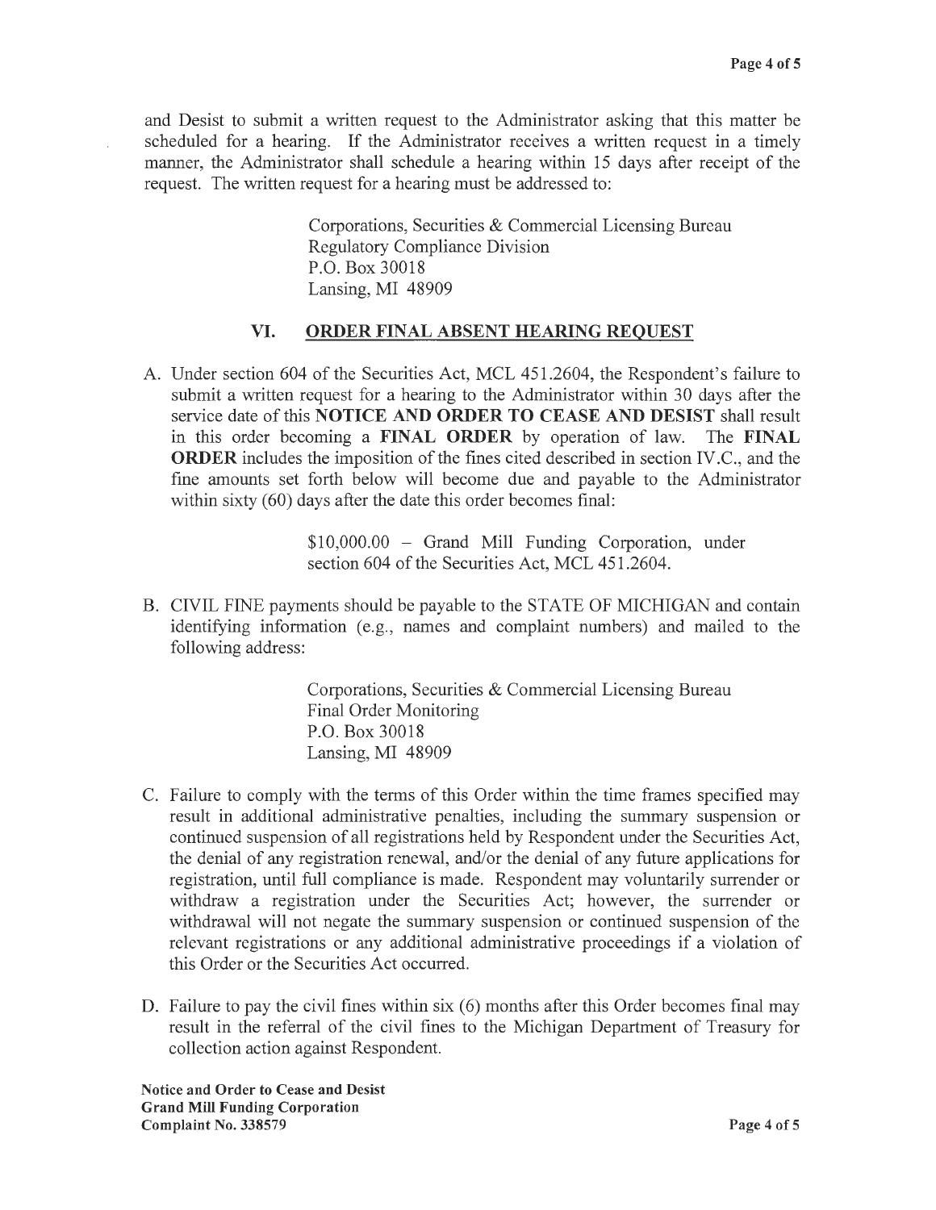and Desist to submit a written request to the Administrator asking that this matter be scheduled for a hearing. If the Administrator receives a written request in a timely manner, the Administrator shall schedule a hearing within 15 days after receipt of the request. The written request for a hearing must be addressed to:

> Corporations, Securities & Commercial Licensing Bureau
> Regulatory Compliance Division
> P.O. Box 30018
> Lansing, MI 48909

## VI. ORDER FINAL ABSENT HEARING REQUEST

A. Under section 604 of the Securities Act, MCL 451.2604, the Respondent's failure to submit a written request for a hearing to the Administrator within 30 days after the service date of this **NOTICE AND ORDER TO CEASE AND DESIST** shall result in this order becoming a **FINAL ORDER** by operation of law. The **FINAL ORDER** includes the imposition of the fines cited described in section IV.C., and the fine amounts set forth below will become due and payable to the Administrator within sixty (60) days after the date this order becomes final:

> $10,000.00 – Grand Mill Funding Corporation, under section 604 of the Securities Act, MCL 451.2604.

B. CIVIL FINE payments should be payable to the STATE OF MICHIGAN and contain identifying information (e.g., names and complaint numbers) and mailed to the following address:

> Corporations, Securities & Commercial Licensing Bureau
> Final Order Monitoring
> P.O. Box 30018
> Lansing, MI 48909

C. Failure to comply with the terms of this Order within the time frames specified may result in additional administrative penalties, including the summary suspension or continued suspension of all registrations held by Respondent under the Securities Act, the denial of any registration renewal, and/or the denial of any future applications for registration, until full compliance is made. Respondent may voluntarily surrender or withdraw a registration under the Securities Act; however, the surrender or withdrawal will not negate the summary suspension or continued suspension of the relevant registrations or any additional administrative proceedings if a violation of this Order or the Securities Act occurred.

D. Failure to pay the civil fines within six (6) months after this Order becomes final may result in the referral of the civil fines to the Michigan Department of Treasury for collection action against Respondent.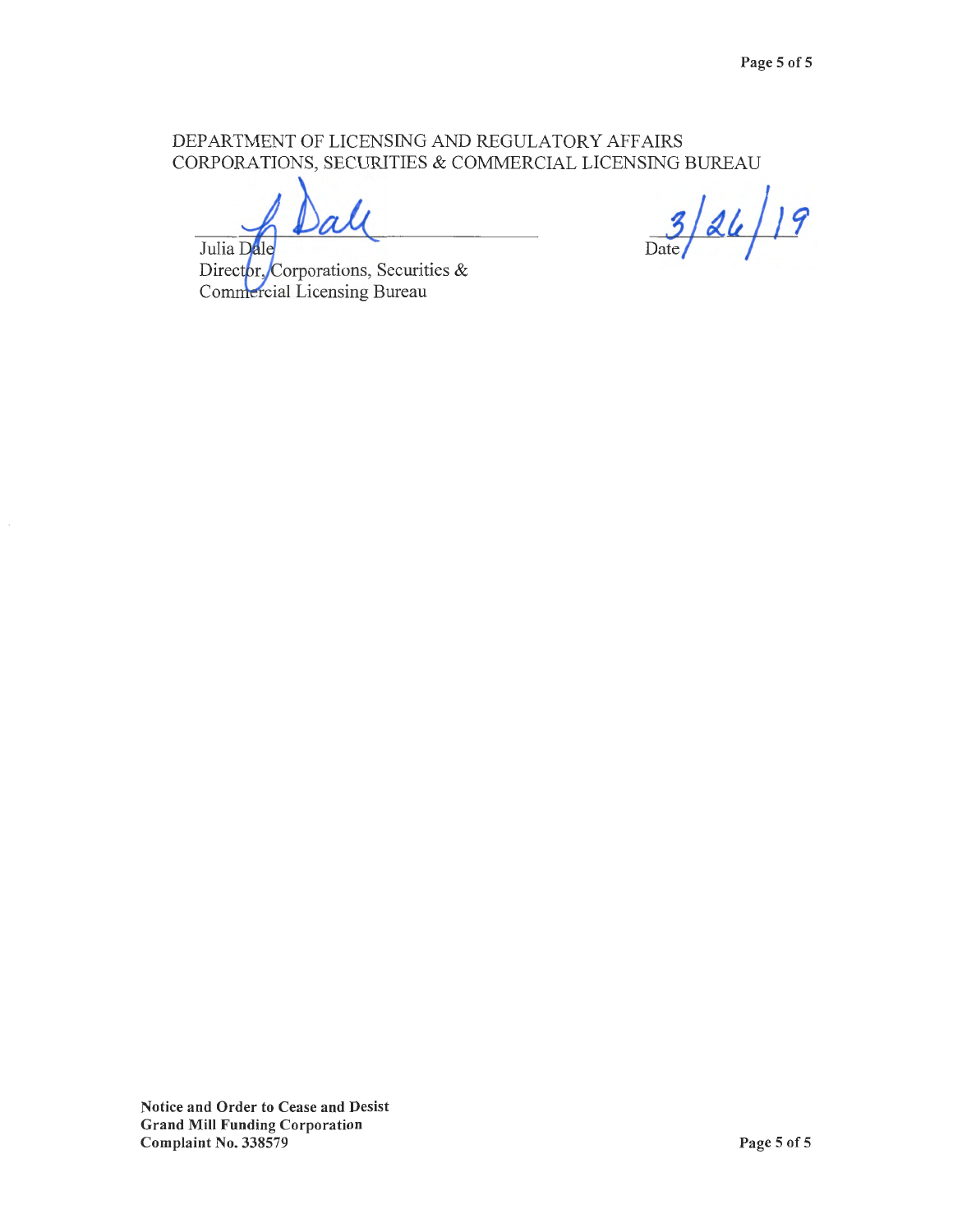DEPARTMENT OF LICENSING AND REGULATORY AFFAIRS
CORPORATIONS, SECURITIES & COMMERCIAL LICENSING BUREAU

J Dale

Julia Dale
Director, Corporations, Securities &
Commercial Licensing Bureau

3/26/19
Date

**Notice and Order to Cease and Desist**
**Grand Mill Funding Corporation**
**Complaint No. 338579**